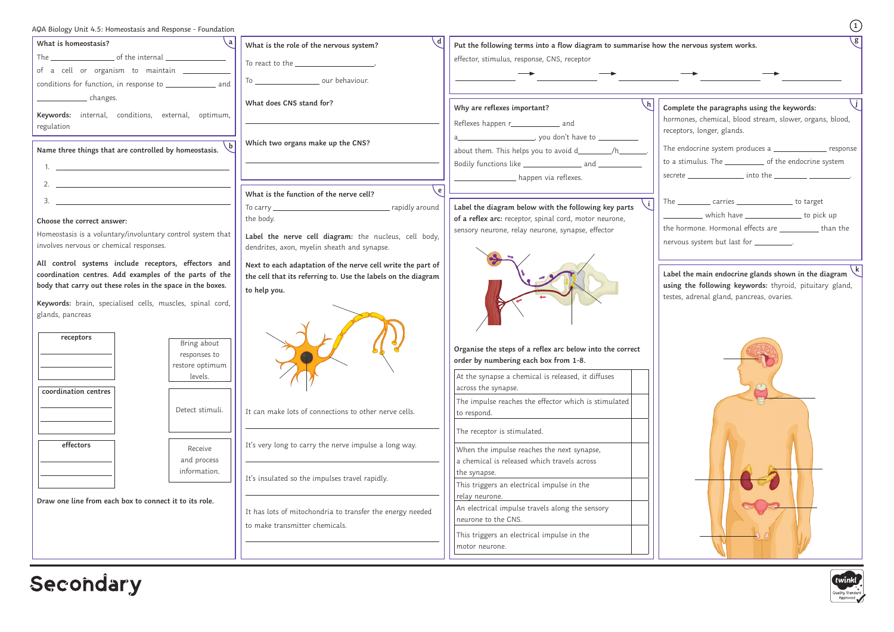AQA Biology Unit 4.5: Homeostasis and Response - Foundation

## a — What is homeostasis?

The ______________ of the internal ______________ of a cell or organism to maintain ______________ conditions for function, in response to ______________ and ______________ changes.

**Keywords:** internal, conditions, external, optimum, regulation

## b — Name three things that are controlled by homeostasis.

1. ______________________________
2. ______________________________
3. ______________________________

**Choose the correct answer:**

Homeostasis is a voluntary/involuntary control system that involves nervous or chemical responses.

**All control systems include receptors, effectors and coordination centres. Add examples of the parts of the body that carry out these roles in the space in the boxes.**

**Keywords:** brain, specialised cells, muscles, spinal cord, glands, pancreas

| | |
|---|---|
| **receptors** ______________ ______________ | Bring about responses to restore optimum levels. |
| **coordination centres** ______________ ______________ | Detect stimuli. |
| **effectors** ______________ ______________ | Receive and process information. |

**Draw one line from each box to connect it to its role.**

## d — What is the role of the nervous system?

To react to the ______________.

To ______________ our behaviour.

**What does CNS stand for?**

______________________________

**Which two organs make up the CNS?**

______________________________

## e — What is the function of the nerve cell?

To carry ______________ rapidly around the body.

**Label the nerve cell diagram:** the nucleus, cell body, dendrites, axon, myelin sheath and synapse.

**Next to each adaptation of the nerve cell write the part of the cell that its referring to. Use the labels on the diagram to help you.**

It can make lots of connections to other nerve cells.

______________________________

It's very long to carry the nerve impulse a long way.

______________________________

It's insulated so the impulses travel rapidly.

______________________________

It has lots of mitochondria to transfer the energy needed to make transmitter chemicals.

______________________________

## g — Put the following terms into a flow diagram to summarise how the nervous system works.

effector, stimulus, response, CNS, receptor

______________ → ______________ → ______________ → ______________ → ______________

## h — Why are reflexes important?

Reflexes happen r______________ and a______________, you don't have to ______________ about them. This helps you to avoid d______________/h______________. Bodily functions like ______________ and ______________ ______________ happen via reflexes.

## i — Label the diagram below with the following key parts of a reflex arc:

receptor, spinal cord, motor neurone, sensory neurone, relay neurone, synapse, effector

**Organise the steps of a reflex arc below into the correct order by numbering each box from 1-8.**

| Step | Number |
|---|---|
| At the synapse a chemical is released, it diffuses across the synapse. | |
| The impulse reaches the effector which is stimulated to respond. | |
| The receptor is stimulated. | |
| When the impulse reaches the next synapse, a chemical is released which travels across the synapse. | |
| This triggers an electrical impulse in the relay neurone. | |
| An electrical impulse travels along the sensory neurone to the CNS. | |
| This triggers an electrical impulse in the motor neurone. | |

## j — Complete the paragraphs using the keywords:

hormones, chemical, blood stream, slower, organs, blood, receptors, longer, glands.

The endocrine system produces a ______________ response to a stimulus. The ______________ of the endocrine system secrete ______________ into the ______________ ______________.

The ______________ carries ______________ to target ______________ which have ______________ to pick up the hormone. Hormonal effects are ______________ than the nervous system but last for ______________.

## k — Label the main endocrine glands shown in the diagram using the following keywords:

thyroid, pituitary gland, testes, adrenal gland, pancreas, ovaries.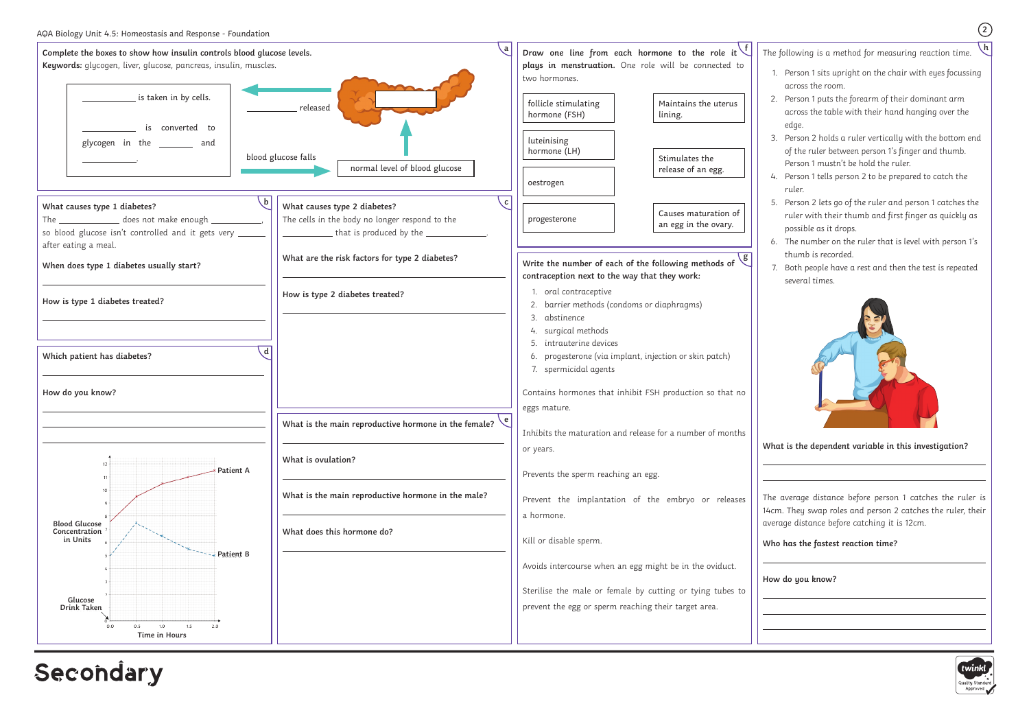## a

**Complete the boxes to show how insulin controls blood glucose levels.**

**Keywords:** glycogen, liver, glucose, pancreas, insulin, muscles.

___________ is taken in by cells.

___________ is converted to glycogen in the ________ and ___________.

___________ released

blood glucose falls

normal level of blood glucose

## b

**What causes type 1 diabetes?**

The ___________ does not make enough ___________, so blood glucose isn't controlled and it gets very ______ after eating a meal.

**When does type 1 diabetes usually start?**

**How is type 1 diabetes treated?**

## c

**What causes type 2 diabetes?**

The cells in the body no longer respond to the ___________ that is produced by the ___________.

**What are the risk factors for type 2 diabetes?**

**How is type 2 diabetes treated?**

## d

**Which patient has diabetes?**

**How do you know?**

Blood Glucose Concentration in Units

Time in Hours

Glucose Drink Taken

Patient A

Patient B

0.0, 0.5, 1.0, 1.5, 2.0

0, 1, 2, 3, 4, 5, 6, 7, 8, 9, 10, 11, 12

## e

**What is the main reproductive hormone in the female?**

**What is ovulation?**

**What is the main reproductive hormone in the male?**

**What does this hormone do?**

## f

**Draw one line from each hormone to the role it plays in menstruation.** One role will be connected to two hormones.

| Hormone | Role |
|---|---|
| follicle stimulating hormone (FSH) | Maintains the uterus lining. |
| luteinising hormone (LH) | Stimulates the release of an egg. |
| oestrogen | Causes maturation of an egg in the ovary. |
| progesterone | |

## g

**Write the number of each of the following methods of contraception next to the way that they work:**

1. oral contraceptive
2. barrier methods (condoms or diaphragms)
3. abstinence
4. surgical methods
5. intrauterine devices
6. progesterone (via implant, injection or skin patch)
7. spermicidal agents

Contains hormones that inhibit FSH production so that no eggs mature.

Inhibits the maturation and release for a number of months or years.

Prevents the sperm reaching an egg.

Prevent the implantation of the embryo or releases a hormone.

Kill or disable sperm.

Avoids intercourse when an egg might be in the oviduct.

Sterilise the male or female by cutting or tying tubes to prevent the egg or sperm reaching their target area.

## h

The following is a method for measuring reaction time.

1. Person 1 sits upright on the chair with eyes focussing across the room.
2. Person 1 puts the forearm of their dominant arm across the table with their hand hanging over the edge.
3. Person 2 holds a ruler vertically with the bottom end of the ruler between person 1's finger and thumb. Person 1 mustn't be hold the ruler.
4. Person 1 tells person 2 to be prepared to catch the ruler.
5. Person 2 lets go of the ruler and person 1 catches the ruler with their thumb and first finger as quickly as possible as it drops.
6. The number on the ruler that is level with person 1's thumb is recorded.
7. Both people have a rest and then the test is repeated several times.

**What is the dependent variable in this investigation?**

The average distance before person 1 catches the ruler is 14cm. They swap roles and person 2 catches the ruler, their average distance before catching it is 12cm.

**Who has the fastest reaction time?**

**How do you know?**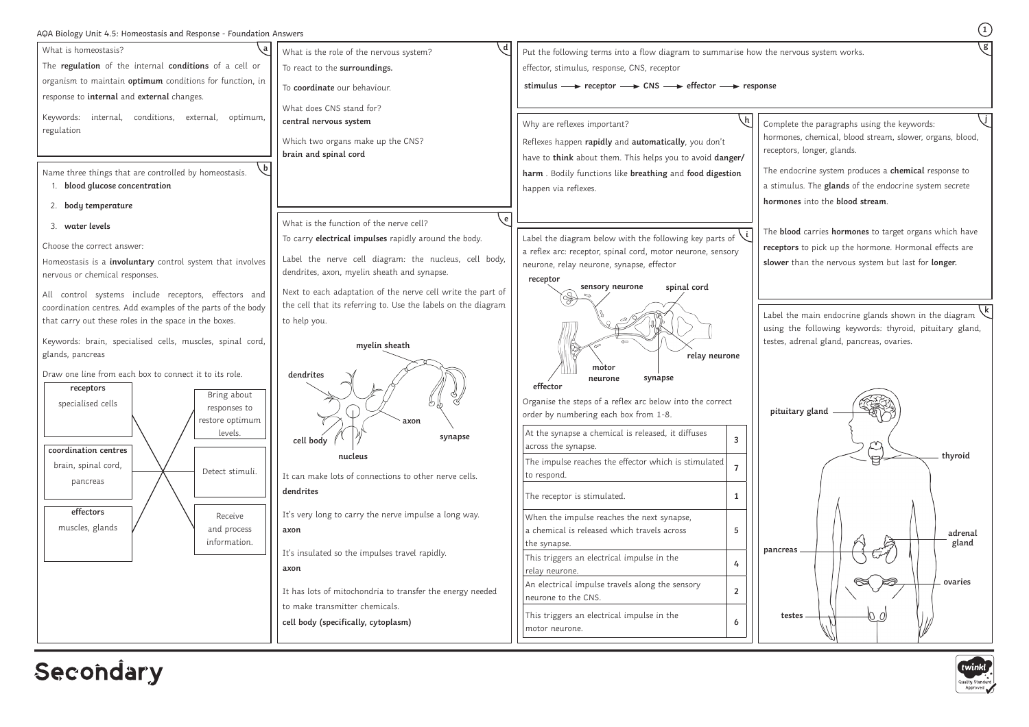## AQA Biology Unit 4.5: Homeostasis and Response - Foundation Answers

### a

What is homeostasis?

The **regulation** of the internal **conditions** of a cell or organism to maintain **optimum** conditions for function, in response to **internal** and **external** changes.

Keywords: internal, conditions, external, optimum, regulation

### b

Name three things that are controlled by homeostasis.

1. **blood glucose concentration**
2. **body temperature**
3. **water levels**

Choose the correct answer:

Homeostasis is a **involuntary** control system that involves nervous or chemical responses.

All control systems include receptors, effectors and coordination centres. Add examples of the parts of the body that carry out these roles in the space in the boxes.

Keywords: brain, specialised cells, muscles, spinal cord, glands, pancreas

Draw one line from each box to connect it to its role.

| Part | Role |
| --- | --- |
| **receptors** – specialised cells | Detect stimuli. |
| **coordination centres** – brain, spinal cord, pancreas | Receive and process information. |
| **effectors** – muscles, glands | Bring about responses to restore optimum levels. |

### d

What is the role of the nervous system?

To react to the **surroundings.**

To **coordinate** our behaviour.

What does CNS stand for?

**central nervous system**

Which two organs make up the CNS?

**brain and spinal cord**

### e

What is the function of the nerve cell?

To carry **electrical impulses** rapidly around the body.

Label the nerve cell diagram: the nucleus, cell body, dendrites, axon, myelin sheath and synapse.

Labels: **myelin sheath**, **dendrites**, **axon**, **synapse**, **cell body**, **nucleus**

Next to each adaptation of the nerve cell write the part of the cell that its referring to. Use the labels on the diagram to help you.

It can make lots of connections to other nerve cells.
**dendrites**

It's very long to carry the nerve impulse a long way.
**axon**

It's insulated so the impulses travel rapidly.
**axon**

It has lots of mitochondria to transfer the energy needed to make transmitter chemicals.
**cell body (specifically, cytoplasm)**

### g

Put the following terms into a flow diagram to summarise how the nervous system works.

effector, stimulus, response, CNS, receptor

**stimulus → receptor → CNS → effector → response**

### h

Why are reflexes important?

Reflexes happen **rapidly** and **automatically**, you don't have to **think** about them. This helps you to avoid **danger/harm** . Bodily functions like **breathing** and **food digestion** happen via reflexes.

### i

Label the diagram below with the following key parts of a reflex arc: receptor, spinal cord, motor neurone, sensory neurone, relay neurone, synapse, effector

Labels: **receptor**, **sensory neurone**, **spinal cord**, **relay neurone**, **motor neurone**, **synapse**, **effector**

Organise the steps of a reflex arc below into the correct order by numbering each box from 1-8.

| Step | Order |
| --- | --- |
| At the synapse a chemical is released, it diffuses across the synapse. | 3 |
| The impulse reaches the effector which is stimulated to respond. | 7 |
| The receptor is stimulated. | 1 |
| When the impulse reaches the next synapse, a chemical is released which travels across the synapse. | 5 |
| This triggers an electrical impulse in the relay neurone. | 4 |
| An electrical impulse travels along the sensory neurone to the CNS. | 2 |
| This triggers an electrical impulse in the motor neurone. | 6 |

### j

Complete the paragraphs using the keywords: hormones, chemical, blood stream, slower, organs, blood, receptors, longer, glands.

The endocrine system produces a **chemical** response to a stimulus. The **glands** of the endocrine system secrete **hormones** into the **blood stream**.

The **blood** carries **hormones** to target organs which have **receptors** to pick up the hormone. Hormonal effects are **slower** than the nervous system but last for **longer.**

### k

Label the main endocrine glands shown in the diagram using the following keywords: thyroid, pituitary gland, testes, adrenal gland, pancreas, ovaries.

Labels: **pituitary gland**, **thyroid**, **adrenal gland**, **pancreas**, **ovaries**, **testes**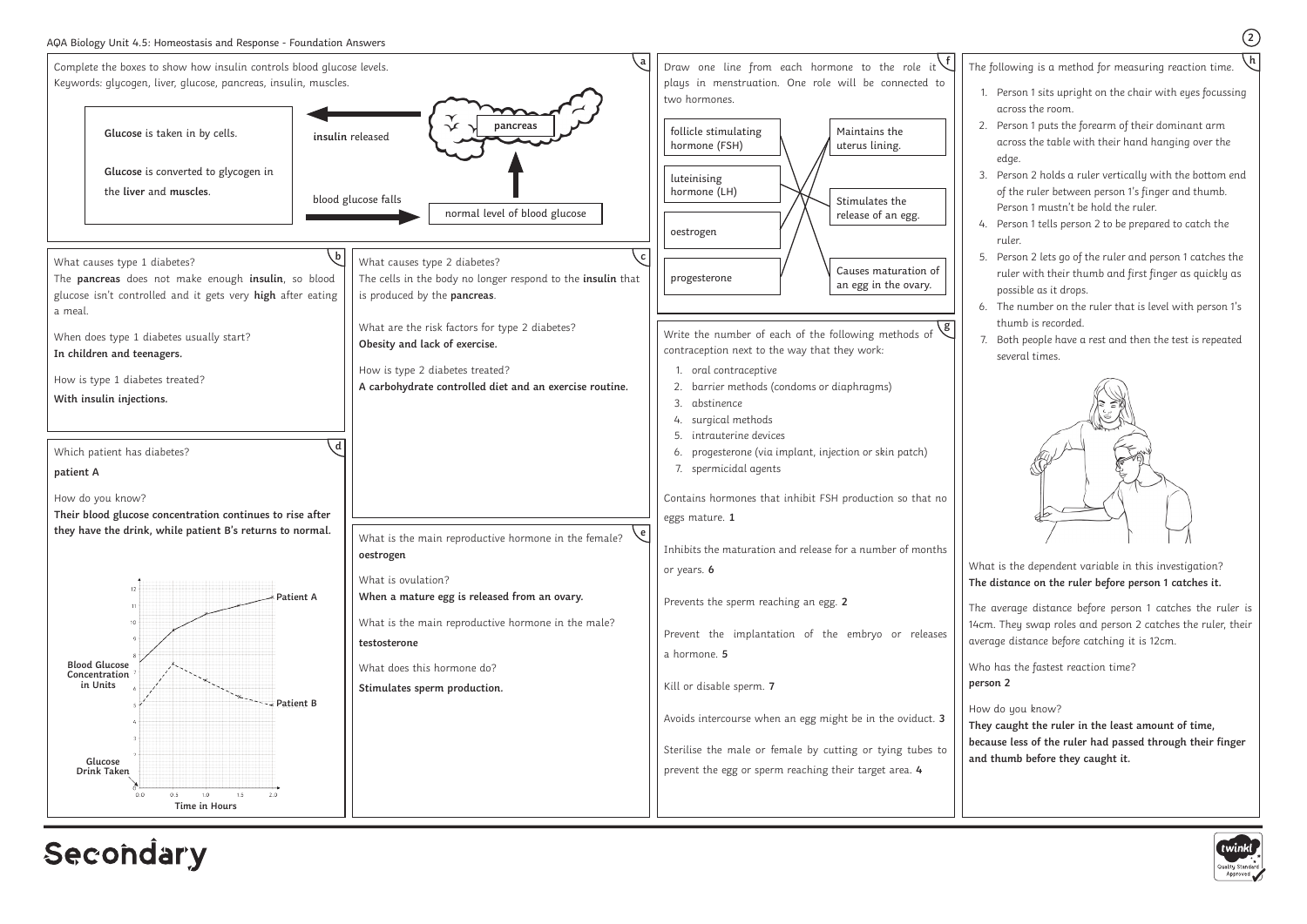AQA Biology Unit 4.5: Homeostasis and Response - Foundation Answers

## a

Complete the boxes to show how insulin controls blood glucose levels.
Keywords: glycogen, liver, glucose, pancreas, insulin, muscles.

**Glucose** is taken in by cells.

**Glucose** is converted to glycogen in the **liver** and **muscles**.

**insulin** released

**pancreas**

blood glucose falls

normal level of blood glucose

## b

What causes type 1 diabetes?
The **pancreas** does not make enough **insulin**, so blood glucose isn't controlled and it gets very **high** after eating a meal.

When does type 1 diabetes usually start?
**In children and teenagers.**

How is type 1 diabetes treated?
**With insulin injections.**

## c

What causes type 2 diabetes?
The cells in the body no longer respond to the **insulin** that is produced by the **pancreas**.

What are the risk factors for type 2 diabetes?
**Obesity and lack of exercise.**

How is type 2 diabetes treated?
**A carbohydrate controlled diet and an exercise routine.**

## d

Which patient has diabetes?
**patient A**

How do you know?
**Their blood glucose concentration continues to rise after they have the drink, while patient B's returns to normal.**

Blood Glucose Concentration in Units
Patient A
Patient B
Glucose Drink Taken
Time in Hours
0.0 0.5 1.0 1.5 2.0

## e

What is the main reproductive hormone in the female?
**oestrogen**

What is ovulation?
**When a mature egg is released from an ovary.**

What is the main reproductive hormone in the male?
**testosterone**

What does this hormone do?
**Stimulates sperm production.**

## f

Draw one line from each hormone to the role it plays in menstruation. One role will be connected to two hormones.

| Hormone | Role |
|---|---|
| follicle stimulating hormone (FSH) | Causes maturation of an egg in the ovary. |
| luteinising hormone (LH) | Stimulates the release of an egg. |
| oestrogen | Maintains the uterus lining. |
| progesterone | Maintains the uterus lining. |

## g

Write the number of each of the following methods of contraception next to the way that they work:

1. oral contraceptive
2. barrier methods (condoms or diaphragms)
3. abstinence
4. surgical methods
5. intrauterine devices
6. progesterone (via implant, injection or skin patch)
7. spermicidal agents

Contains hormones that inhibit FSH production so that no eggs mature. **1**

Inhibits the maturation and release for a number of months or years. **6**

Prevents the sperm reaching an egg. **2**

Prevent the implantation of the embryo or releases a hormone. **5**

Kill or disable sperm. **7**

Avoids intercourse when an egg might be in the oviduct. **3**

Sterilise the male or female by cutting or tying tubes to prevent the egg or sperm reaching their target area. **4**

## h

The following is a method for measuring reaction time.

1. Person 1 sits upright on the chair with eyes focussing across the room.
2. Person 1 puts the forearm of their dominant arm across the table with their hand hanging over the edge.
3. Person 2 holds a ruler vertically with the bottom end of the ruler between person 1's finger and thumb. Person 1 mustn't be hold the ruler.
4. Person 1 tells person 2 to be prepared to catch the ruler.
5. Person 2 lets go of the ruler and person 1 catches the ruler with their thumb and first finger as quickly as possible as it drops.
6. The number on the ruler that is level with person 1's thumb is recorded.
7. Both people have a rest and then the test is repeated several times.

What is the dependent variable in this investigation?
**The distance on the ruler before person 1 catches it.**

The average distance before person 1 catches the ruler is 14cm. They swap roles and person 2 catches the ruler, their average distance before catching it is 12cm.

Who has the fastest reaction time?
**person 2**

How do you know?
**They caught the ruler in the least amount of time, because less of the ruler had passed through their finger and thumb before they caught it.**